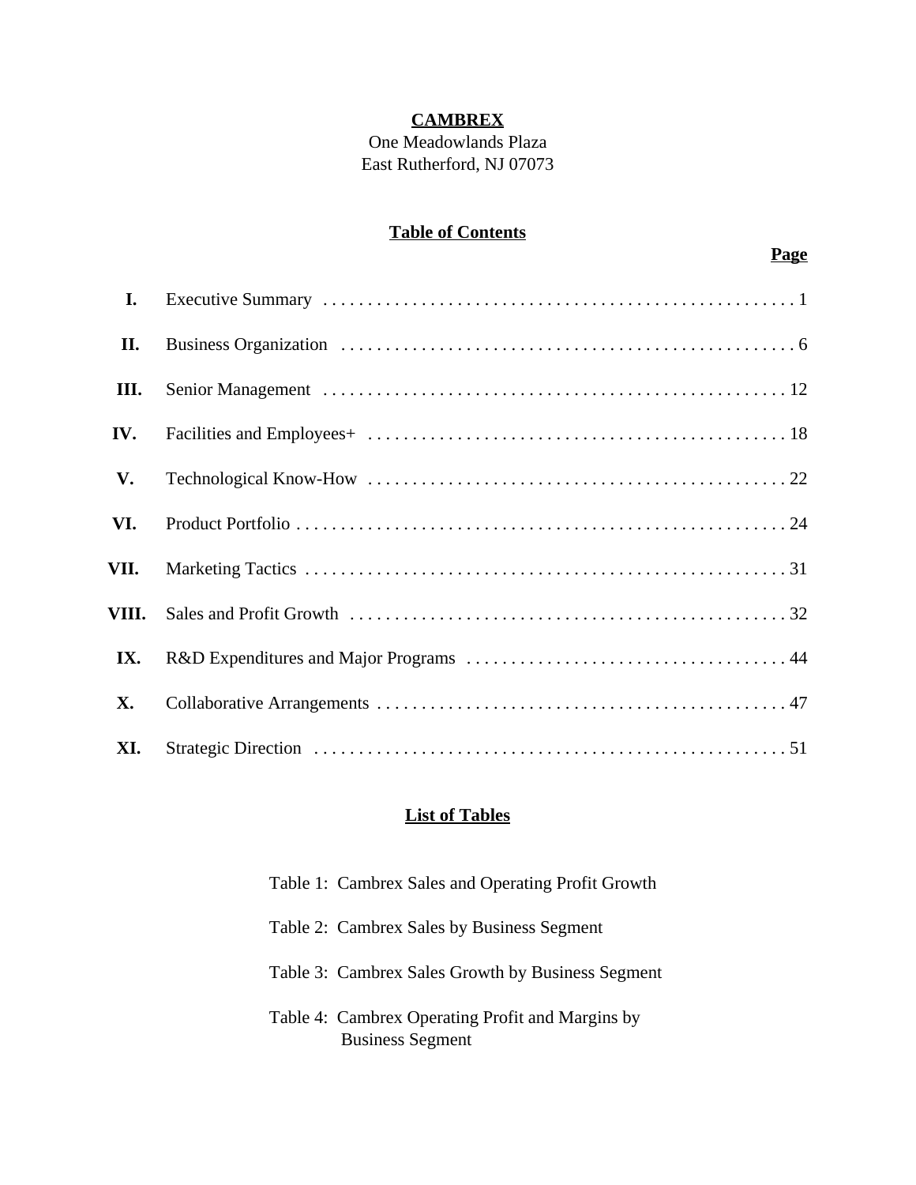**CAMBREX**

One Meadowlands Plaza
East Rutherford, NJ 07073

## Table of Contents

| | | Page |
|---|---|---|
| I. | Executive Summary | 1 |
| II. | Business Organization | 6 |
| III. | Senior Management | 12 |
| IV. | Facilities and Employees+ | 18 |
| V. | Technological Know-How | 22 |
| VI. | Product Portfolio | 24 |
| VII. | Marketing Tactics | 31 |
| VIII. | Sales and Profit Growth | 32 |
| IX. | R&D Expenditures and Major Programs | 44 |
| X. | Collaborative Arrangements | 47 |
| XI. | Strategic Direction | 51 |

## List of Tables

Table 1: Cambrex Sales and Operating Profit Growth

Table 2: Cambrex Sales by Business Segment

Table 3: Cambrex Sales Growth by Business Segment

Table 4: Cambrex Operating Profit and Margins by Business Segment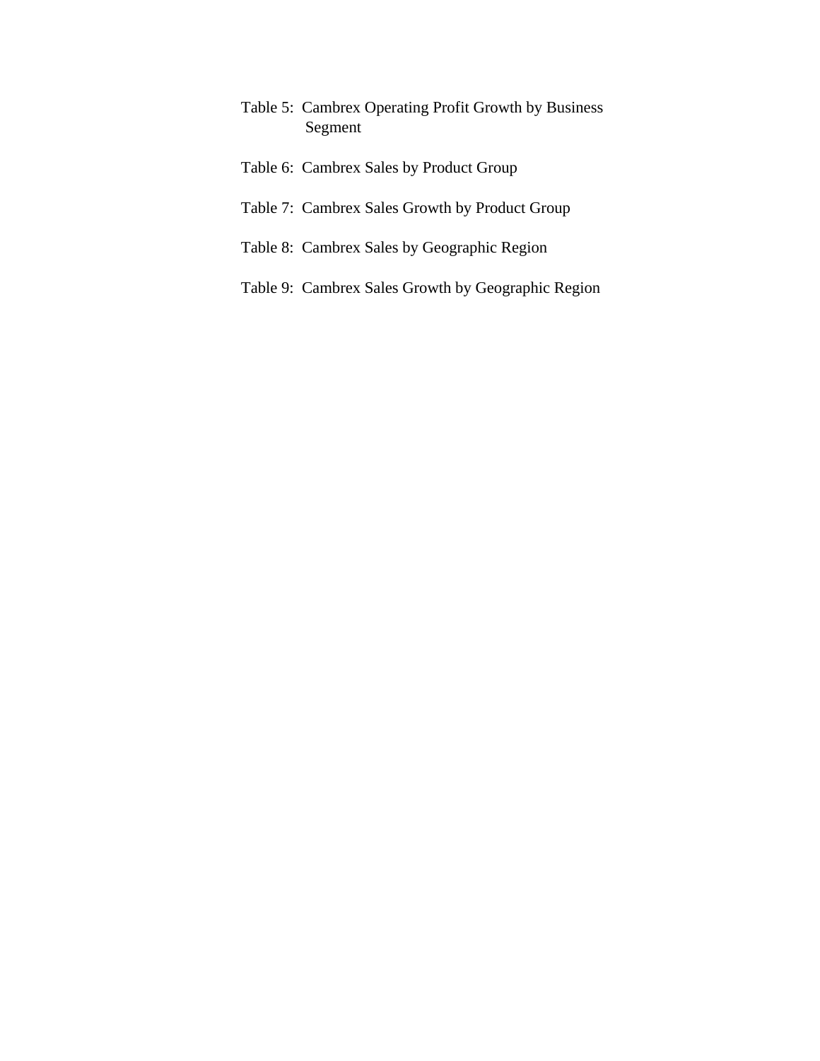Table 5: Cambrex Operating Profit Growth by Business Segment

Table 6: Cambrex Sales by Product Group

Table 7: Cambrex Sales Growth by Product Group

Table 8: Cambrex Sales by Geographic Region

Table 9: Cambrex Sales Growth by Geographic Region